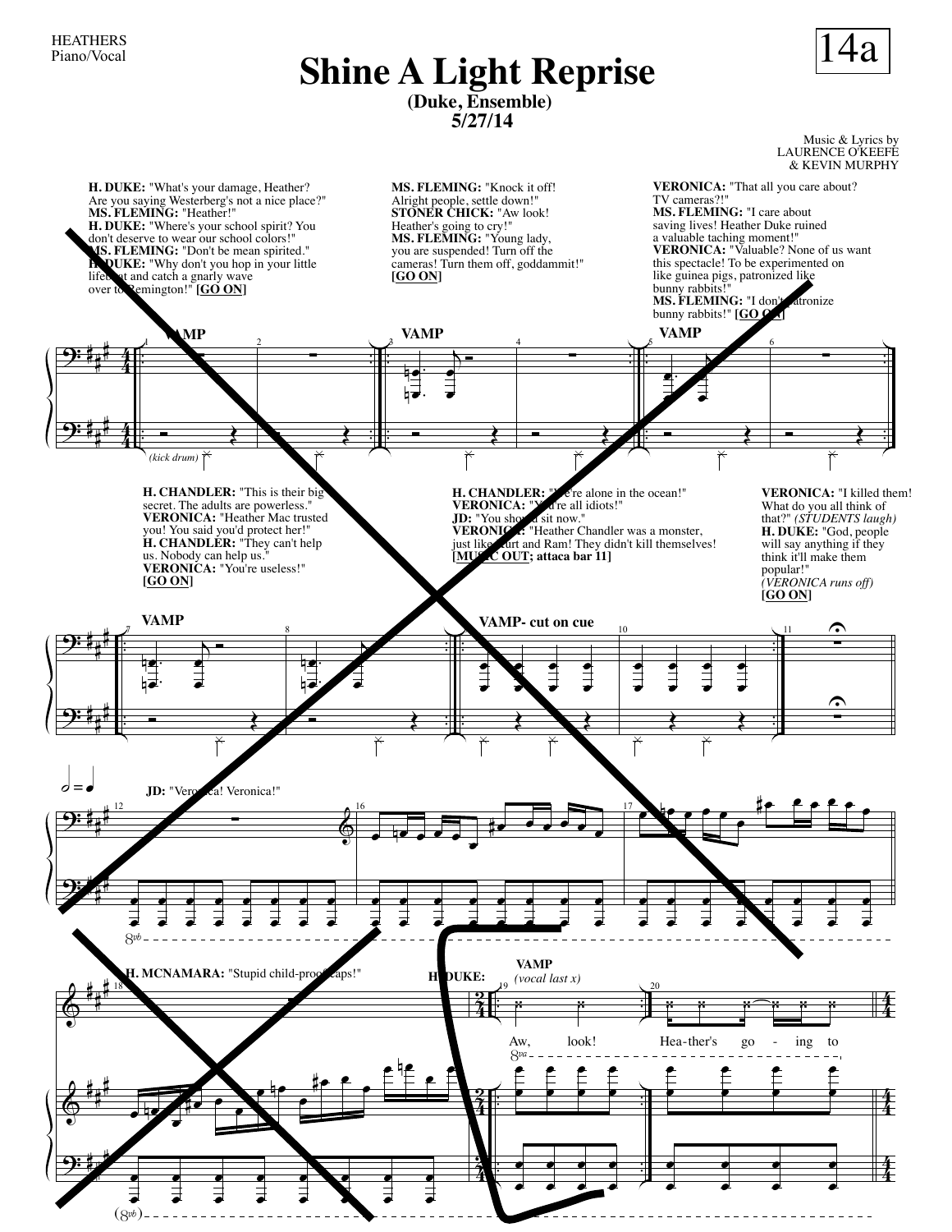HEATHERS
Piano/Vocal

# Shine A Light Reprise

**(Duke, Ensemble)**
**5/27/14**

14a

Music & Lyrics by
LAURENCE O'KEEFE
& KEVIN MURPHY

**H. DUKE:** "What's your damage, Heather? Are you saying Westerberg's not a nice place?"
**MS. FLEMING:** "Heather!"
**H. DUKE:** "Where's your school spirit? You don't deserve to wear our school colors!"
**MS. FLEMING:** "Don't be mean spirited."
**H. DUKE:** "Why don't you hop in your little lifeboat and catch a gnarly wave over to Remington!" **[GO ON]**

**MS. FLEMING:** "Knock it off! Alright people, settle down!"
**STONER CHICK:** "Aw look! Heather's going to cry!"
**MS. FLEMING:** "Young lady, you are suspended! Turn off the cameras! Turn them off, goddammit!" **[GO ON]**

**VERONICA:** "That all you care about? TV cameras?!"
**MS. FLEMING:** "I care about saving lives! Heather Duke ruined a valuable taching moment!"
**VERONICA:** "Valuable? None of us want this spectacle! To be experimented on like guinea pigs, patronized like bunny rabbits!"
**MS. FLEMING:** "I don't patronize bunny rabbits!" **[GO ON]**

VAMP — VAMP — VAMP

*(kick drum)*

**H. CHANDLER:** "This is their big secret. The adults are powerless."
**VERONICA:** "Heather Mac trusted you! You said you'd protect her!"
**H. CHANDLER:** "They can't help us. Nobody can help us."
**VERONICA:** "You're useless!"
**[GO ON]**

**H. CHANDLER:** "We're alone in the ocean!"
**VERONICA:** "You're all idiots!"
**JD:** "You should sit now."
**VERONICA:** "Heather Chandler was a monster, just like Kurt and Ram! They didn't kill themselves!
**[MUSIC OUT; attaca bar 11]**

**VERONICA:** "I killed them! What do you all think of that?" *(STUDENTS laugh)*
**H. DUKE:** "God, people will say anything if they think it'll make them popular!"
*(VERONICA runs off)*
**[GO ON]**

VAMP — VAMP- cut on cue

**JD:** "Veronica! Veronica!"

**H. MCNAMARA:** "Stupid child-proof caps!"

**H. DUKE:** VAMP *(vocal last x)*

Aw, look! Hea-ther's go - ing to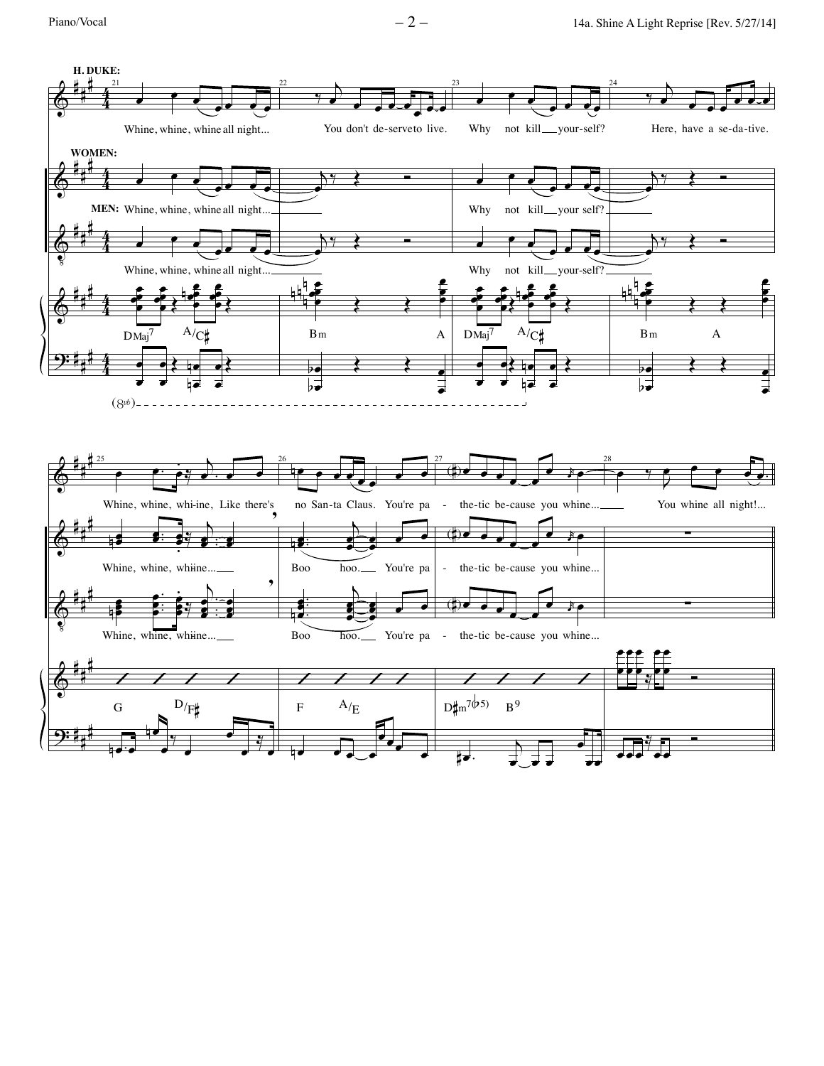**H. DUKE:**

Whine, whine, whine all night... You don't de-serve to live. Why not kill ___ your-self? Here, have a se-da-tive.

**WOMEN:**

**MEN:** Whine, whine, whine all night... ___ Why not kill ___ your self? ___

Whine, whine, whine all night... ___ Why not kill ___ your-self? ___

DMaj7 A/C♯ Bm A DMaj7 A/C♯ Bm A

(8vb)

Whine, whine, whi-ine, Like there's no San-ta Claus. You're pa - the-tic be-cause you whine... ___ You whine all night!...

Whine, whine, whiine... ___ Boo hoo. ___ You're pa - the-tic be-cause you whine...

Whine, whine, whiine... ___ Boo hoo. ___ You're pa - the-tic be-cause you whine...

G D/F♯ F A/E D♯m7(♭5) B9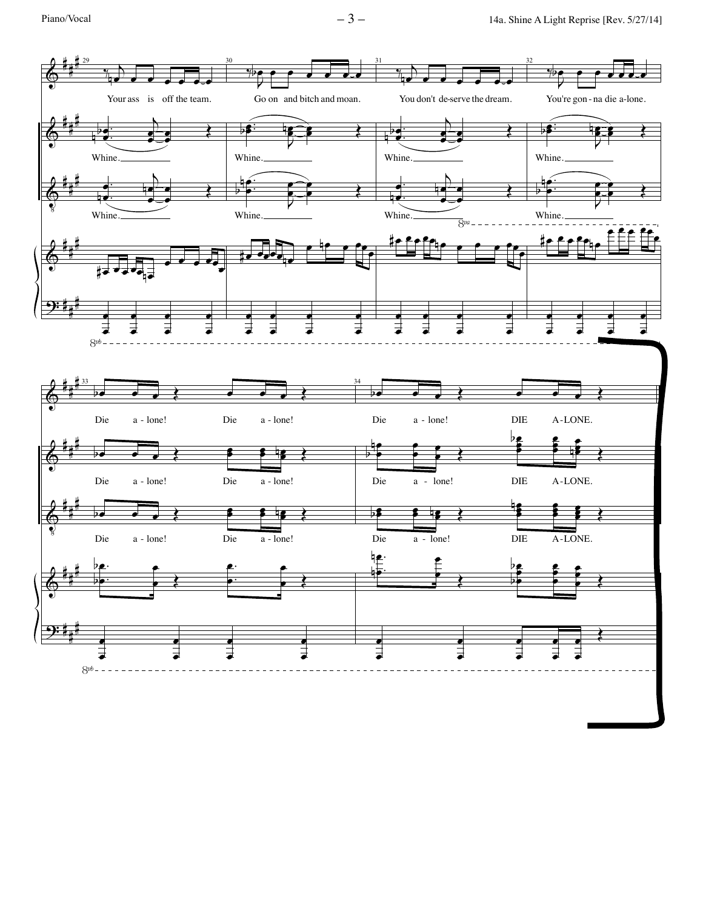Your ass is off the team. Go on and bitch and moan. You don't de-serve the dream. You're gon-na die a-lone.

Whine. Whine. Whine. Whine.

Whine. Whine. Whine. Whine.

Die a - lone! Die a - lone! Die a - lone! DIE A-LONE.

Die a - lone! Die a - lone! Die a - lone! DIE A-LONE.

Die a - lone! Die a - lone! Die a - lone! DIE A-LONE.